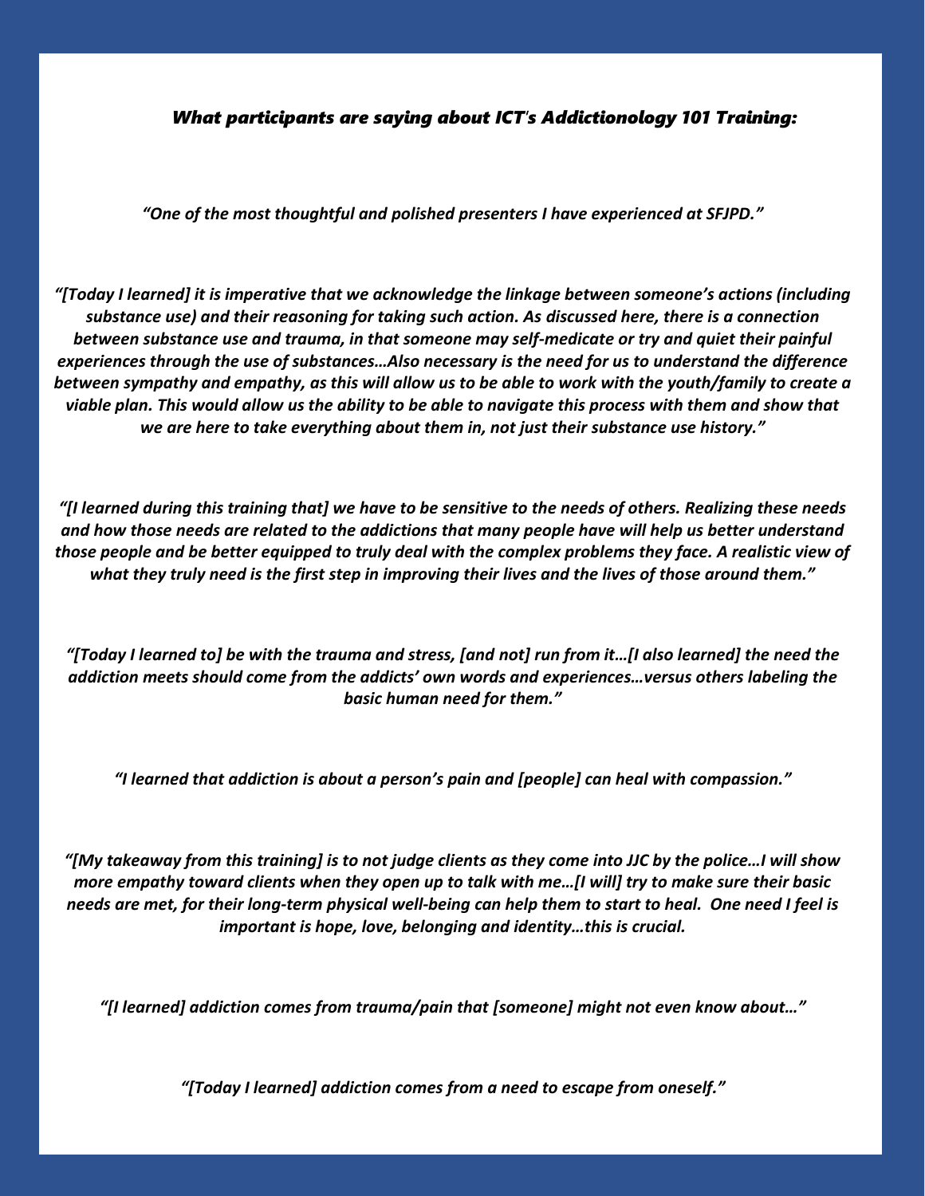***What participants are saying about ICT's Addictionology 101 Training:***

*"One of the most thoughtful and polished presenters I have experienced at SFJPD."*

*"[Today I learned] it is imperative that we acknowledge the linkage between someone's actions (including substance use) and their reasoning for taking such action. As discussed here, there is a connection between substance use and trauma, in that someone may self-medicate or try and quiet their painful experiences through the use of substances…Also necessary is the need for us to understand the difference between sympathy and empathy, as this will allow us to be able to work with the youth/family to create a viable plan. This would allow us the ability to be able to navigate this process with them and show that we are here to take everything about them in, not just their substance use history."*

*"[I learned during this training that] we have to be sensitive to the needs of others. Realizing these needs and how those needs are related to the addictions that many people have will help us better understand those people and be better equipped to truly deal with the complex problems they face. A realistic view of what they truly need is the first step in improving their lives and the lives of those around them."*

*"[Today I learned to] be with the trauma and stress, [and not] run from it…[I also learned] the need the addiction meets should come from the addicts' own words and experiences…versus others labeling the basic human need for them."*

*"I learned that addiction is about a person's pain and [people] can heal with compassion."*

*"[My takeaway from this training] is to not judge clients as they come into JJC by the police…I will show more empathy toward clients when they open up to talk with me…[I will] try to make sure their basic needs are met, for their long-term physical well-being can help them to start to heal. One need I feel is important is hope, love, belonging and identity…this is crucial.*

*"[I learned] addiction comes from trauma/pain that [someone] might not even know about…"*

*"[Today I learned] addiction comes from a need to escape from oneself."*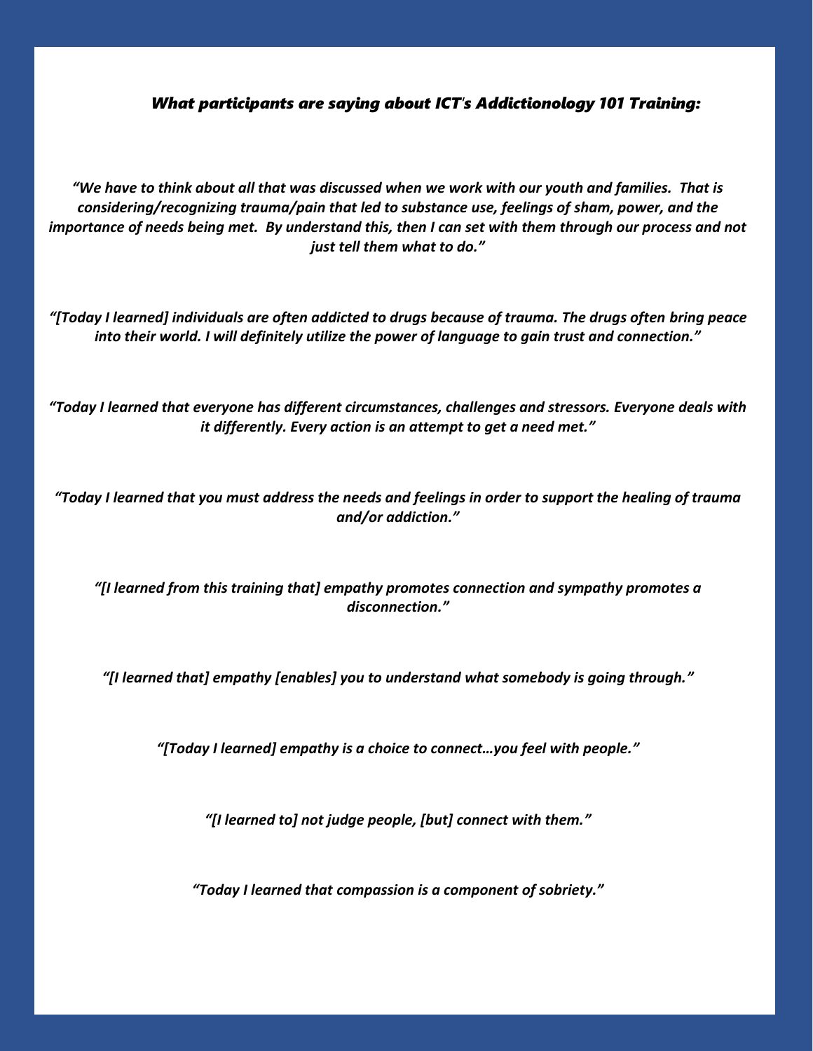### *What participants are saying about ICT's Addictionology 101 Training:*

*"We have to think about all that was discussed when we work with our youth and families. That is considering/recognizing trauma/pain that led to substance use, feelings of sham, power, and the importance of needs being met. By understand this, then I can set with them through our process and not just tell them what to do."*

*"[Today I learned] individuals are often addicted to drugs because of trauma. The drugs often bring peace into their world. I will definitely utilize the power of language to gain trust and connection."*

*"Today I learned that everyone has different circumstances, challenges and stressors. Everyone deals with it differently. Every action is an attempt to get a need met."*

*"Today I learned that you must address the needs and feelings in order to support the healing of trauma and/or addiction."*

*"[I learned from this training that] empathy promotes connection and sympathy promotes a disconnection."*

*"[I learned that] empathy [enables] you to understand what somebody is going through."*

*"[Today I learned] empathy is a choice to connect…you feel with people."*

*"[I learned to] not judge people, [but] connect with them."*

*"Today I learned that compassion is a component of sobriety."*